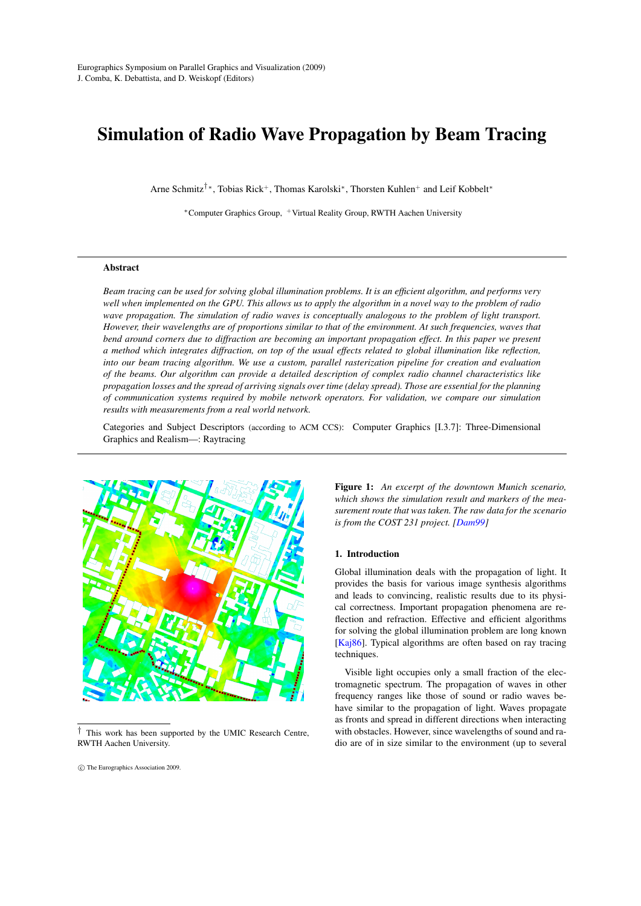# Simulation of Radio Wave Propagation by Beam Tracing

Arne Schmitz[†][*], Tobias Rick[+], Thomas Karolski[*], Thorsten Kuhlen[+] and Leif Kobbelt[*]

[*]Computer Graphics Group, [+]Virtual Reality Group, RWTH Aachen University

---

### Abstract

*Beam tracing can be used for solving global illumination problems. It is an efficient algorithm, and performs very well when implemented on the GPU. This allows us to apply the algorithm in a novel way to the problem of radio wave propagation. The simulation of radio waves is conceptually analogous to the problem of light transport. However, their wavelengths are of proportions similar to that of the environment. At such frequencies, waves that bend around corners due to diffraction are becoming an important propagation effect. In this paper we present a method which integrates diffraction, on top of the usual effects related to global illumination like reflection, into our beam tracing algorithm. We use a custom, parallel rasterization pipeline for creation and evaluation of the beams. Our algorithm can provide a detailed description of complex radio channel characteristics like propagation losses and the spread of arriving signals over time (delay spread). Those are essential for the planning of communication systems required by mobile network operators. For validation, we compare our simulation results with measurements from a real world network.*

Categories and Subject Descriptors (according to ACM CCS): Computer Graphics [I.3.7]: Three-Dimensional Graphics and Realism—: Raytracing

---

**Figure 1:** *An excerpt of the downtown Munich scenario, which shows the simulation result and markers of the measurement route that was taken. The raw data for the scenario is from the COST 231 project. [Dam99]*

## 1. Introduction

Global illumination deals with the propagation of light. It provides the basis for various image synthesis algorithms and leads to convincing, realistic results due to its physical correctness. Important propagation phenomena are reflection and refraction. Effective and efficient algorithms for solving the global illumination problem are long known [Kaj86]. Typical algorithms are often based on ray tracing techniques.

Visible light occupies only a small fraction of the electromagnetic spectrum. The propagation of waves in other frequency ranges like those of sound or radio waves behave similar to the propagation of light. Waves propagate as fronts and spread in different directions when interacting with obstacles. However, since wavelengths of sound and radio are of in size similar to the environment (up to several

[†] This work has been supported by the UMIC Research Centre, RWTH Aachen University.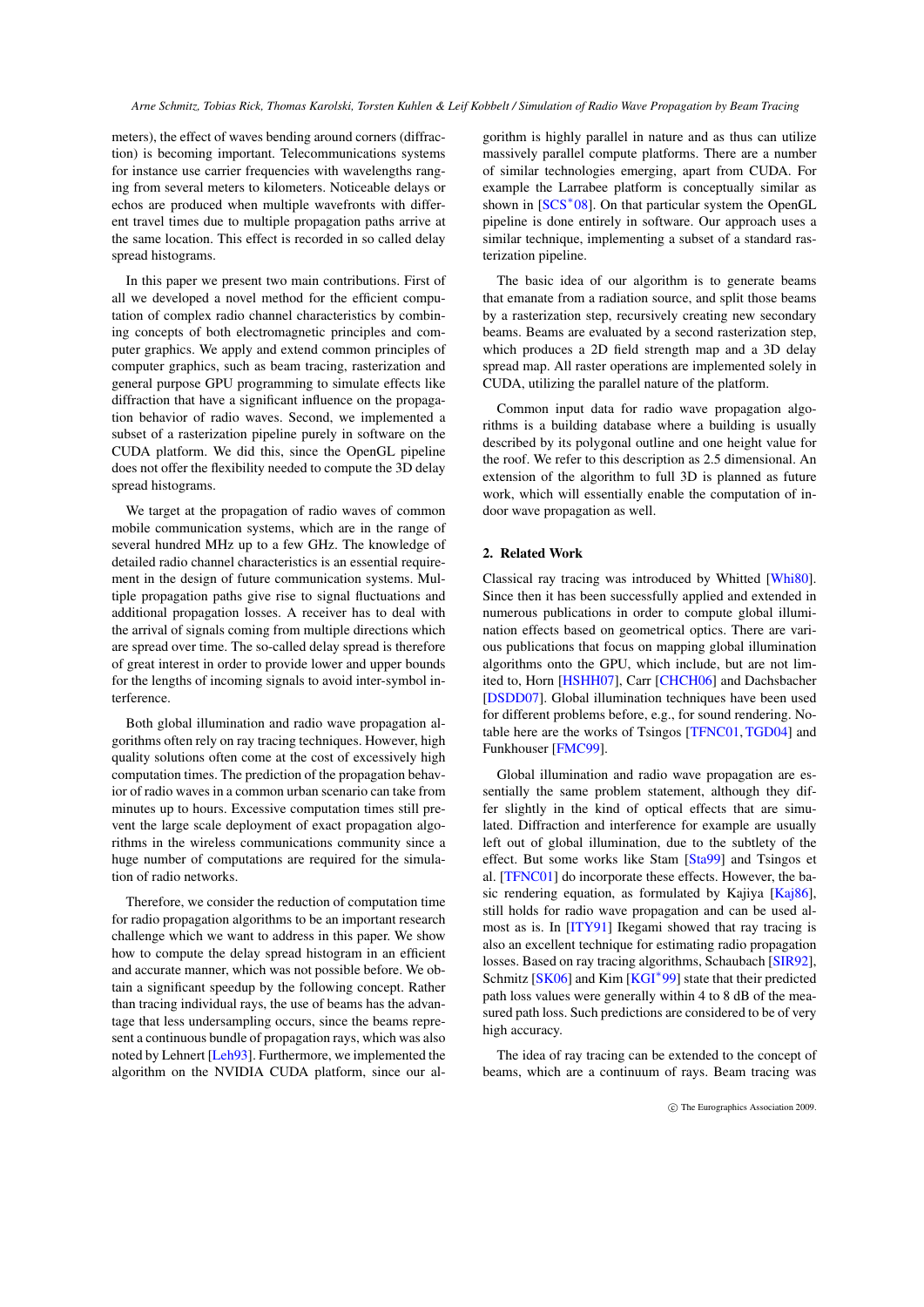meters), the effect of waves bending around corners (diffraction) is becoming important. Telecommunications systems for instance use carrier frequencies with wavelengths ranging from several meters to kilometers. Noticeable delays or echos are produced when multiple wavefronts with different travel times due to multiple propagation paths arrive at the same location. This effect is recorded in so called delay spread histograms.

In this paper we present two main contributions. First of all we developed a novel method for the efficient computation of complex radio channel characteristics by combining concepts of both electromagnetic principles and computer graphics. We apply and extend common principles of computer graphics, such as beam tracing, rasterization and general purpose GPU programming to simulate effects like diffraction that have a significant influence on the propagation behavior of radio waves. Second, we implemented a subset of a rasterization pipeline purely in software on the CUDA platform. We did this, since the OpenGL pipeline does not offer the flexibility needed to compute the 3D delay spread histograms.

We target at the propagation of radio waves of common mobile communication systems, which are in the range of several hundred MHz up to a few GHz. The knowledge of detailed radio channel characteristics is an essential requirement in the design of future communication systems. Multiple propagation paths give rise to signal fluctuations and additional propagation losses. A receiver has to deal with the arrival of signals coming from multiple directions which are spread over time. The so-called delay spread is therefore of great interest in order to provide lower and upper bounds for the lengths of incoming signals to avoid inter-symbol interference.

Both global illumination and radio wave propagation algorithms often rely on ray tracing techniques. However, high quality solutions often come at the cost of excessively high computation times. The prediction of the propagation behavior of radio waves in a common urban scenario can take from minutes up to hours. Excessive computation times still prevent the large scale deployment of exact propagation algorithms in the wireless communications community since a huge number of computations are required for the simulation of radio networks.

Therefore, we consider the reduction of computation time for radio propagation algorithms to be an important research challenge which we want to address in this paper. We show how to compute the delay spread histogram in an efficient and accurate manner, which was not possible before. We obtain a significant speedup by the following concept. Rather than tracing individual rays, the use of beams has the advantage that less undersampling occurs, since the beams represent a continuous bundle of propagation rays, which was also noted by Lehnert [Leh93]. Furthermore, we implemented the algorithm on the NVIDIA CUDA platform, since our algorithm is highly parallel in nature and as thus can utilize massively parallel compute platforms. There are a number of similar technologies emerging, apart from CUDA. For example the Larrabee platform is conceptually similar as shown in [SCS*08]. On that particular system the OpenGL pipeline is done entirely in software. Our approach uses a similar technique, implementing a subset of a standard rasterization pipeline.

The basic idea of our algorithm is to generate beams that emanate from a radiation source, and split those beams by a rasterization step, recursively creating new secondary beams. Beams are evaluated by a second rasterization step, which produces a 2D field strength map and a 3D delay spread map. All raster operations are implemented solely in CUDA, utilizing the parallel nature of the platform.

Common input data for radio wave propagation algorithms is a building database where a building is usually described by its polygonal outline and one height value for the roof. We refer to this description as 2.5 dimensional. An extension of the algorithm to full 3D is planned as future work, which will essentially enable the computation of indoor wave propagation as well.

## 2. Related Work

Classical ray tracing was introduced by Whitted [Whi80]. Since then it has been successfully applied and extended in numerous publications in order to compute global illumination effects based on geometrical optics. There are various publications that focus on mapping global illumination algorithms onto the GPU, which include, but are not limited to, Horn [HSHH07], Carr [CHCH06] and Dachsbacher [DSDD07]. Global illumination techniques have been used for different problems before, e.g., for sound rendering. Notable here are the works of Tsingos [TFNC01, TGD04] and Funkhouser [FMC99].

Global illumination and radio wave propagation are essentially the same problem statement, although they differ slightly in the kind of optical effects that are simulated. Diffraction and interference for example are usually left out of global illumination, due to the subtlety of the effect. But some works like Stam [Sta99] and Tsingos et al. [TFNC01] do incorporate these effects. However, the basic rendering equation, as formulated by Kajiya [Kaj86], still holds for radio wave propagation and can be used almost as is. In [ITY91] Ikegami showed that ray tracing is also an excellent technique for estimating radio propagation losses. Based on ray tracing algorithms, Schaubach [SIR92], Schmitz [SK06] and Kim [KGI*99] state that their predicted path loss values were generally within 4 to 8 dB of the measured path loss. Such predictions are considered to be of very high accuracy.

The idea of ray tracing can be extended to the concept of beams, which are a continuum of rays. Beam tracing was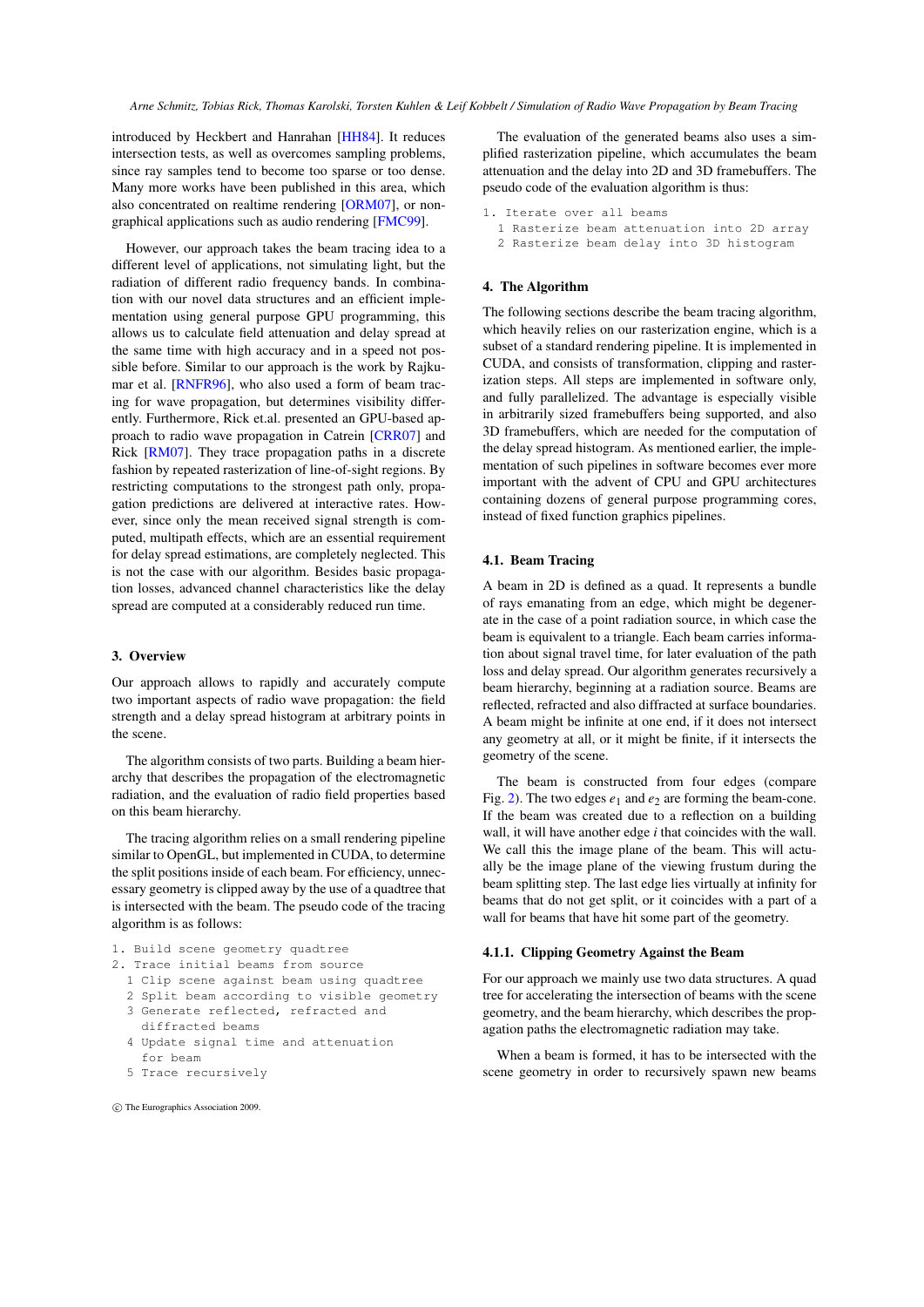introduced by Heckbert and Hanrahan [HH84]. It reduces intersection tests, as well as overcomes sampling problems, since ray samples tend to become too sparse or too dense. Many more works have been published in this area, which also concentrated on realtime rendering [ORM07], or non-graphical applications such as audio rendering [FMC99].

However, our approach takes the beam tracing idea to a different level of applications, not simulating light, but the radiation of different radio frequency bands. In combination with our novel data structures and an efficient implementation using general purpose GPU programming, this allows us to calculate field attenuation and delay spread at the same time with high accuracy and in a speed not possible before. Similar to our approach is the work by Rajkumar et al. [RNFR96], who also used a form of beam tracing for wave propagation, but determines visibility differently. Furthermore, Rick et.al. presented an GPU-based approach to radio wave propagation in Catrein [CRR07] and Rick [RM07]. They trace propagation paths in a discrete fashion by repeated rasterization of line-of-sight regions. By restricting computations to the strongest path only, propagation predictions are delivered at interactive rates. However, since only the mean received signal strength is computed, multipath effects, which are an essential requirement for delay spread estimations, are completely neglected. This is not the case with our algorithm. Besides basic propagation losses, advanced channel characteristics like the delay spread are computed at a considerably reduced run time.

## 3. Overview

Our approach allows to rapidly and accurately compute two important aspects of radio wave propagation: the field strength and a delay spread histogram at arbitrary points in the scene.

The algorithm consists of two parts. Building a beam hierarchy that describes the propagation of the electromagnetic radiation, and the evaluation of radio field properties based on this beam hierarchy.

The tracing algorithm relies on a small rendering pipeline similar to OpenGL, but implemented in CUDA, to determine the split positions inside of each beam. For efficiency, unnecessary geometry is clipped away by the use of a quadtree that is intersected with the beam. The pseudo code of the tracing algorithm is as follows:

```
1. Build scene geometry quadtree
2. Trace initial beams from source
  1 Clip scene against beam using quadtree
  2 Split beam according to visible geometry
  3 Generate reflected, refracted and
    diffracted beams
  4 Update signal time and attenuation
    for beam
  5 Trace recursively
```

The evaluation of the generated beams also uses a simplified rasterization pipeline, which accumulates the beam attenuation and the delay into 2D and 3D framebuffers. The pseudo code of the evaluation algorithm is thus:

```
1. Iterate over all beams
  1 Rasterize beam attenuation into 2D array
  2 Rasterize beam delay into 3D histogram
```

## 4. The Algorithm

The following sections describe the beam tracing algorithm, which heavily relies on our rasterization engine, which is a subset of a standard rendering pipeline. It is implemented in CUDA, and consists of transformation, clipping and rasterization steps. All steps are implemented in software only, and fully parallelized. The advantage is especially visible in arbitrarily sized framebuffers being supported, and also 3D framebuffers, which are needed for the computation of the delay spread histogram. As mentioned earlier, the implementation of such pipelines in software becomes ever more important with the advent of CPU and GPU architectures containing dozens of general purpose programming cores, instead of fixed function graphics pipelines.

### 4.1. Beam Tracing

A beam in 2D is defined as a quad. It represents a bundle of rays emanating from an edge, which might be degenerate in the case of a point radiation source, in which case the beam is equivalent to a triangle. Each beam carries information about signal travel time, for later evaluation of the path loss and delay spread. Our algorithm generates recursively a beam hierarchy, beginning at a radiation source. Beams are reflected, refracted and also diffracted at surface boundaries. A beam might be infinite at one end, if it does not intersect any geometry at all, or it might be finite, if it intersects the geometry of the scene.

The beam is constructed from four edges (compare Fig. 2). The two edges $e_1$ and $e_2$ are forming the beam-cone. If the beam was created due to a reflection on a building wall, it will have another edge $i$ that coincides with the wall. We call this the image plane of the beam. This will actually be the image plane of the viewing frustum during the beam splitting step. The last edge lies virtually at infinity for beams that do not get split, or it coincides with a part of a wall for beams that have hit some part of the geometry.

#### 4.1.1. Clipping Geometry Against the Beam

For our approach we mainly use two data structures. A quad tree for accelerating the intersection of beams with the scene geometry, and the beam hierarchy, which describes the propagation paths the electromagnetic radiation may take.

When a beam is formed, it has to be intersected with the scene geometry in order to recursively spawn new beams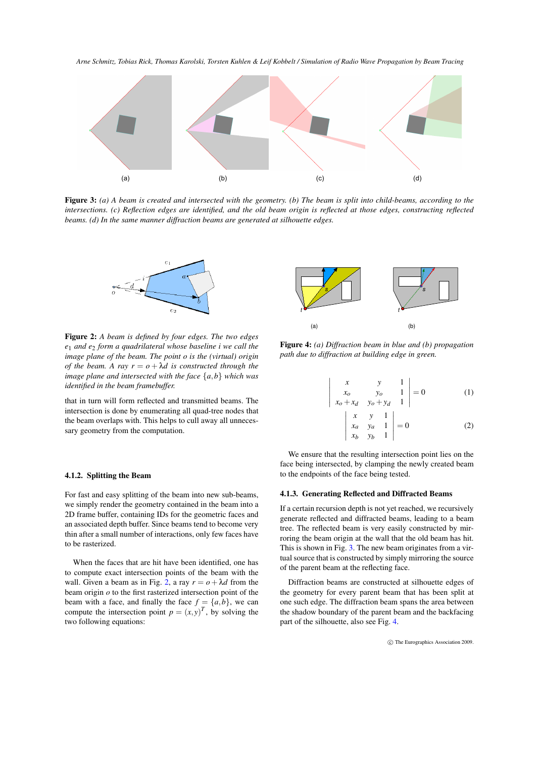**Figure 3:** *(a) A beam is created and intersected with the geometry. (b) The beam is split into child-beams, according to the intersections. (c) Reflection edges are identified, and the old beam origin is reflected at those edges, constructing reflected beams. (d) In the same manner diffraction beams are generated at silhouette edges.*

**Figure 2:** *A beam is defined by four edges. The two edges $e_1$ and $e_2$ form a quadrilateral whose baseline $i$ we call the image plane of the beam. The point $o$ is the (virtual) origin of the beam. A ray $r = o + \lambda d$ is constructed through the image plane and intersected with the face $\{a, b\}$ which was identified in the beam framebuffer.*

that in turn will form reflected and transmitted beams. The intersection is done by enumerating all quad-tree nodes that the beam overlaps with. This helps to cull away all unnecessary geometry from the computation.

#### 4.1.2. Splitting the Beam

For fast and easy splitting of the beam into new sub-beams, we simply render the geometry contained in the beam into a 2D frame buffer, containing IDs for the geometric faces and an associated depth buffer. Since beams tend to become very thin after a small number of interactions, only few faces have to be rasterized.

When the faces that are hit have been identified, one has to compute exact intersection points of the beam with the wall. Given a beam as in Fig. 2, a ray $r = o + \lambda d$ from the beam origin $o$ to the first rasterized intersection point of the beam with a face, and finally the face $f = \{a, b\}$, we can compute the intersection point $p = (x, y)^T$, by solving the two following equations:

**Figure 4:** *(a) Diffraction beam in blue and (b) propagation path due to diffraction at building edge in green.*

$$\begin{vmatrix} x & y & 1 \\ x_o & y_o & 1 \\ x_o + x_d & y_o + y_d & 1 \end{vmatrix} = 0 \tag{1}$$

$$\begin{vmatrix} x & y & 1 \\ x_a & y_a & 1 \\ x_b & y_b & 1 \end{vmatrix} = 0 \tag{2}$$

We ensure that the resulting intersection point lies on the face being intersected, by clamping the newly created beam to the endpoints of the face being tested.

#### 4.1.3. Generating Reflected and Diffracted Beams

If a certain recursion depth is not yet reached, we recursively generate reflected and diffracted beams, leading to a beam tree. The reflected beam is very easily constructed by mirroring the beam origin at the wall that the old beam has hit. This is shown in Fig. 3. The new beam originates from a virtual source that is constructed by simply mirroring the source of the parent beam at the reflecting face.

Diffraction beams are constructed at silhouette edges of the geometry for every parent beam that has been split at one such edge. The diffraction beam spans the area between the shadow boundary of the parent beam and the backfacing part of the silhouette, also see Fig. 4.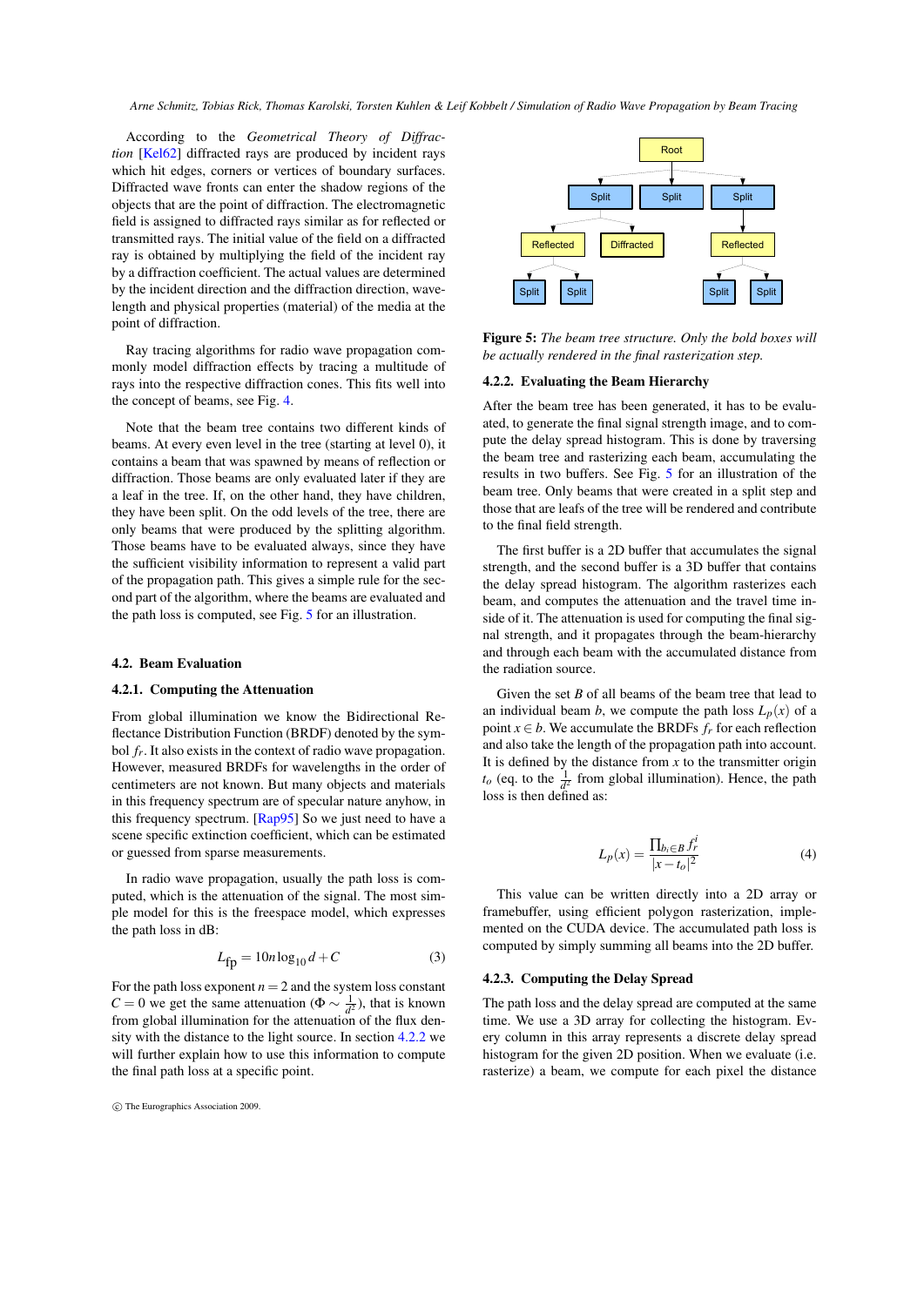According to the *Geometrical Theory of Diffraction* [Kel62] diffracted rays are produced by incident rays which hit edges, corners or vertices of boundary surfaces. Diffracted wave fronts can enter the shadow regions of the objects that are the point of diffraction. The electromagnetic field is assigned to diffracted rays similar as for reflected or transmitted rays. The initial value of the field on a diffracted ray is obtained by multiplying the field of the incident ray by a diffraction coefficient. The actual values are determined by the incident direction and the diffraction direction, wavelength and physical properties (material) of the media at the point of diffraction.

Ray tracing algorithms for radio wave propagation commonly model diffraction effects by tracing a multitude of rays into the respective diffraction cones. This fits well into the concept of beams, see Fig. 4.

Note that the beam tree contains two different kinds of beams. At every even level in the tree (starting at level 0), it contains a beam that was spawned by means of reflection or diffraction. Those beams are only evaluated later if they are a leaf in the tree. If, on the other hand, they have children, they have been split. On the odd levels of the tree, there are only beams that were produced by the splitting algorithm. Those beams have to be evaluated always, since they have the sufficient visibility information to represent a valid part of the propagation path. This gives a simple rule for the second part of the algorithm, where the beams are evaluated and the path loss is computed, see Fig. 5 for an illustration.

### 4.2. Beam Evaluation

#### 4.2.1. Computing the Attenuation

From global illumination we know the Bidirectional Reflectance Distribution Function (BRDF) denoted by the symbol $f_r$. It also exists in the context of radio wave propagation. However, measured BRDFs for wavelengths in the order of centimeters are not known. But many objects and materials in this frequency spectrum are of specular nature anyhow, in this frequency spectrum. [Rap95] So we just need to have a scene specific extinction coefficient, which can be estimated or guessed from sparse measurements.

In radio wave propagation, usually the path loss is computed, which is the attenuation of the signal. The most simple model for this is the freespace model, which expresses the path loss in dB:

$$L_{\text{fp}} = 10n \log_{10} d + C \tag{3}$$

For the path loss exponent $n = 2$ and the system loss constant $C = 0$ we get the same attenuation ($\Phi \sim \frac{1}{d^2}$), that is known from global illumination for the attenuation of the flux density with the distance to the light source. In section 4.2.2 we will further explain how to use this information to compute the final path loss at a specific point.

Root → Split, Split, Split; Split → Reflected, Diffracted; Split → Reflected; Reflected → Split, Split; Reflected → Split, Split

**Figure 5:** *The beam tree structure. Only the bold boxes will be actually rendered in the final rasterization step.*

#### 4.2.2. Evaluating the Beam Hierarchy

After the beam tree has been generated, it has to be evaluated, to generate the final signal strength image, and to compute the delay spread histogram. This is done by traversing the beam tree and rasterizing each beam, accumulating the results in two buffers. See Fig. 5 for an illustration of the beam tree. Only beams that were created in a split step and those that are leafs of the tree will be rendered and contribute to the final field strength.

The first buffer is a 2D buffer that accumulates the signal strength, and the second buffer is a 3D buffer that contains the delay spread histogram. The algorithm rasterizes each beam, and computes the attenuation and the travel time inside of it. The attenuation is used for computing the final signal strength, and it propagates through the beam-hierarchy and through each beam with the accumulated distance from the radiation source.

Given the set $B$ of all beams of the beam tree that lead to an individual beam $b$, we compute the path loss $L_p(x)$ of a point $x \in b$. We accumulate the BRDFs $f_r$ for each reflection and also take the length of the propagation path into account. It is defined by the distance from $x$ to the transmitter origin $t_o$ (eq. to the $\frac{1}{d^2}$ from global illumination). Hence, the path loss is then defined as:

$$L_p(x) = \frac{\prod_{b_i \in B} f_r^i}{|x - t_o|^2} \tag{4}$$

This value can be written directly into a 2D array or framebuffer, using efficient polygon rasterization, implemented on the CUDA device. The accumulated path loss is computed by simply summing all beams into the 2D buffer.

#### 4.2.3. Computing the Delay Spread

The path loss and the delay spread are computed at the same time. We use a 3D array for collecting the histogram. Every column in this array represents a discrete delay spread histogram for the given 2D position. When we evaluate (i.e. rasterize) a beam, we compute for each pixel the distance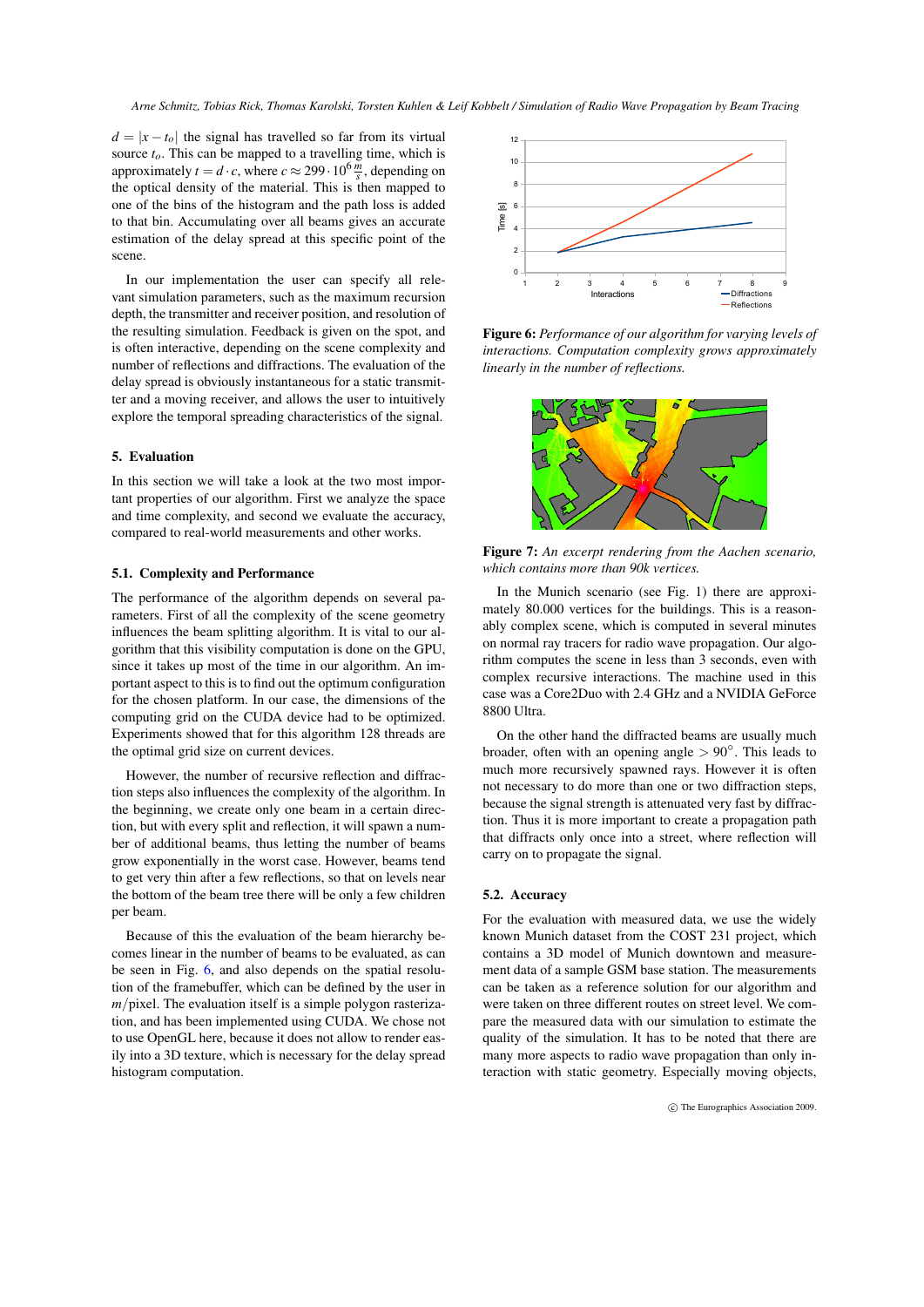$d = |x - t_o|$ the signal has travelled so far from its virtual source $t_o$. This can be mapped to a travelling time, which is approximately $t = d \cdot c$, where $c \approx 299 \cdot 10^6 \frac{m}{s}$, depending on the optical density of the material. This is then mapped to one of the bins of the histogram and the path loss is added to that bin. Accumulating over all beams gives an accurate estimation of the delay spread at this specific point of the scene.

In our implementation the user can specify all relevant simulation parameters, such as the maximum recursion depth, the transmitter and receiver position, and resolution of the resulting simulation. Feedback is given on the spot, and is often interactive, depending on the scene complexity and number of reflections and diffractions. The evaluation of the delay spread is obviously instantaneous for a static transmitter and a moving receiver, and allows the user to intuitively explore the temporal spreading characteristics of the signal.

## 5. Evaluation

In this section we will take a look at the two most important properties of our algorithm. First we analyze the space and time complexity, and second we evaluate the accuracy, compared to real-world measurements and other works.

### 5.1. Complexity and Performance

The performance of the algorithm depends on several parameters. First of all the complexity of the scene geometry influences the beam splitting algorithm. It is vital to our algorithm that this visibility computation is done on the GPU, since it takes up most of the time in our algorithm. An important aspect to this is to find out the optimum configuration for the chosen platform. In our case, the dimensions of the computing grid on the CUDA device had to be optimized. Experiments showed that for this algorithm 128 threads are the optimal grid size on current devices.

However, the number of recursive reflection and diffraction steps also influences the complexity of the algorithm. In the beginning, we create only one beam in a certain direction, but with every split and reflection, it will spawn a number of additional beams, thus letting the number of beams grow exponentially in the worst case. However, beams tend to get very thin after a few reflections, so that on levels near the bottom of the beam tree there will be only a few children per beam.

Because of this the evaluation of the beam hierarchy becomes linear in the number of beams to be evaluated, as can be seen in Fig. 6, and also depends on the spatial resolution of the framebuffer, which can be defined by the user in $m$/pixel. The evaluation itself is a simple polygon rasterization, and has been implemented using CUDA. We chose not to use OpenGL here, because it does not allow to render easily into a 3D texture, which is necessary for the delay spread histogram computation.

**Figure 6:** *Performance of our algorithm for varying levels of interactions. Computation complexity grows approximately linearly in the number of reflections.*

**Figure 7:** *An excerpt rendering from the Aachen scenario, which contains more than 90k vertices.*

In the Munich scenario (see Fig. 1) there are approximately 80.000 vertices for the buildings. This is a reasonably complex scene, which is computed in several minutes on normal ray tracers for radio wave propagation. Our algorithm computes the scene in less than 3 seconds, even with complex recursive interactions. The machine used in this case was a Core2Duo with 2.4 GHz and a NVIDIA GeForce 8800 Ultra.

On the other hand the diffracted beams are usually much broader, often with an opening angle $> 90°$. This leads to much more recursively spawned rays. However it is often not necessary to do more than one or two diffraction steps, because the signal strength is attenuated very fast by diffraction. Thus it is more important to create a propagation path that diffracts only once into a street, where reflection will carry on to propagate the signal.

### 5.2. Accuracy

For the evaluation with measured data, we use the widely known Munich dataset from the COST 231 project, which contains a 3D model of Munich downtown and measurement data of a sample GSM base station. The measurements can be taken as a reference solution for our algorithm and were taken on three different routes on street level. We compare the measured data with our simulation to estimate the quality of the simulation. It has to be noted that there are many more aspects to radio wave propagation than only interaction with static geometry. Especially moving objects,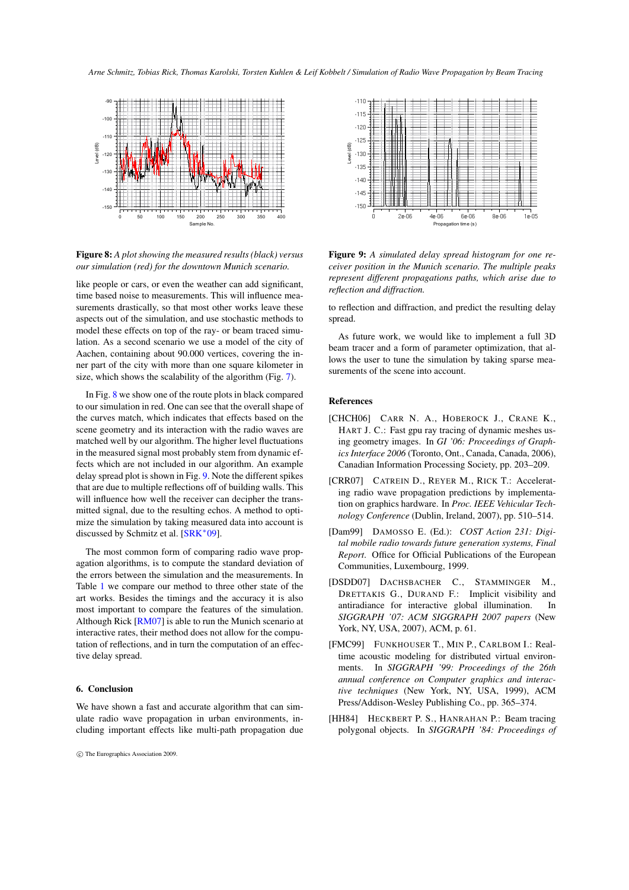**Figure 8:** *A plot showing the measured results (black) versus our simulation (red) for the downtown Munich scenario.*

**Figure 9:** *A simulated delay spread histogram for one receiver position in the Munich scenario. The multiple peaks represent different propagations paths, which arise due to reflection and diffraction.*

like people or cars, or even the weather can add significant, time based noise to measurements. This will influence measurements drastically, so that most other works leave these aspects out of the simulation, and use stochastic methods to model these effects on top of the ray- or beam traced simulation. As a second scenario we use a model of the city of Aachen, containing about 90.000 vertices, covering the inner part of the city with more than one square kilometer in size, which shows the scalability of the algorithm (Fig. 7).

In Fig. 8 we show one of the route plots in black compared to our simulation in red. One can see that the overall shape of the curves match, which indicates that effects based on the scene geometry and its interaction with the radio waves are matched well by our algorithm. The higher level fluctuations in the measured signal most probably stem from dynamic effects which are not included in our algorithm. An example delay spread plot is shown in Fig. 9. Note the different spikes that are due to multiple reflections off of building walls. This will influence how well the receiver can decipher the transmitted signal, due to the resulting echos. A method to optimize the simulation by taking measured data into account is discussed by Schmitz et al. [SRK*09].

The most common form of comparing radio wave propagation algorithms, is to compute the standard deviation of the errors between the simulation and the measurements. In Table 1 we compare our method to three other state of the art works. Besides the timings and the accuracy it is also most important to compare the features of the simulation. Although Rick [RM07] is able to run the Munich scenario at interactive rates, their method does not allow for the computation of reflections, and in turn the computation of an effective delay spread.

## 6. Conclusion

We have shown a fast and accurate algorithm that can simulate radio wave propagation in urban environments, including important effects like multi-path propagation due to reflection and diffraction, and predict the resulting delay spread.

As future work, we would like to implement a full 3D beam tracer and a form of parameter optimization, that allows the user to tune the simulation by taking sparse measurements of the scene into account.

## References

[CHCH06] Carr N. A., Hoberock J., Crane K., Hart J. C.: Fast gpu ray tracing of dynamic meshes using geometry images. In *GI '06: Proceedings of Graphics Interface 2006* (Toronto, Ont., Canada, Canada, 2006), Canadian Information Processing Society, pp. 203–209.

[CRR07] Catrein D., Reyer M., Rick T.: Accelerating radio wave propagation predictions by implementation on graphics hardware. In *Proc. IEEE Vehicular Technology Conference* (Dublin, Ireland, 2007), pp. 510–514.

[Dam99] Damosso E. (Ed.): *COST Action 231: Digital mobile radio towards future generation systems, Final Report*. Office for Official Publications of the European Communities, Luxembourg, 1999.

[DSDD07] Dachsbacher C., Stamminger M., Drettakis G., Durand F.: Implicit visibility and antiradiance for interactive global illumination. In *SIGGRAPH '07: ACM SIGGRAPH 2007 papers* (New York, NY, USA, 2007), ACM, p. 61.

[FMC99] Funkhouser T., Min P., Carlbom I.: Real-time acoustic modeling for distributed virtual environments. In *SIGGRAPH '99: Proceedings of the 26th annual conference on Computer graphics and interactive techniques* (New York, NY, USA, 1999), ACM Press/Addison-Wesley Publishing Co., pp. 365–374.

[HH84] Heckbert P. S., Hanrahan P.: Beam tracing polygonal objects. In *SIGGRAPH '84: Proceedings of*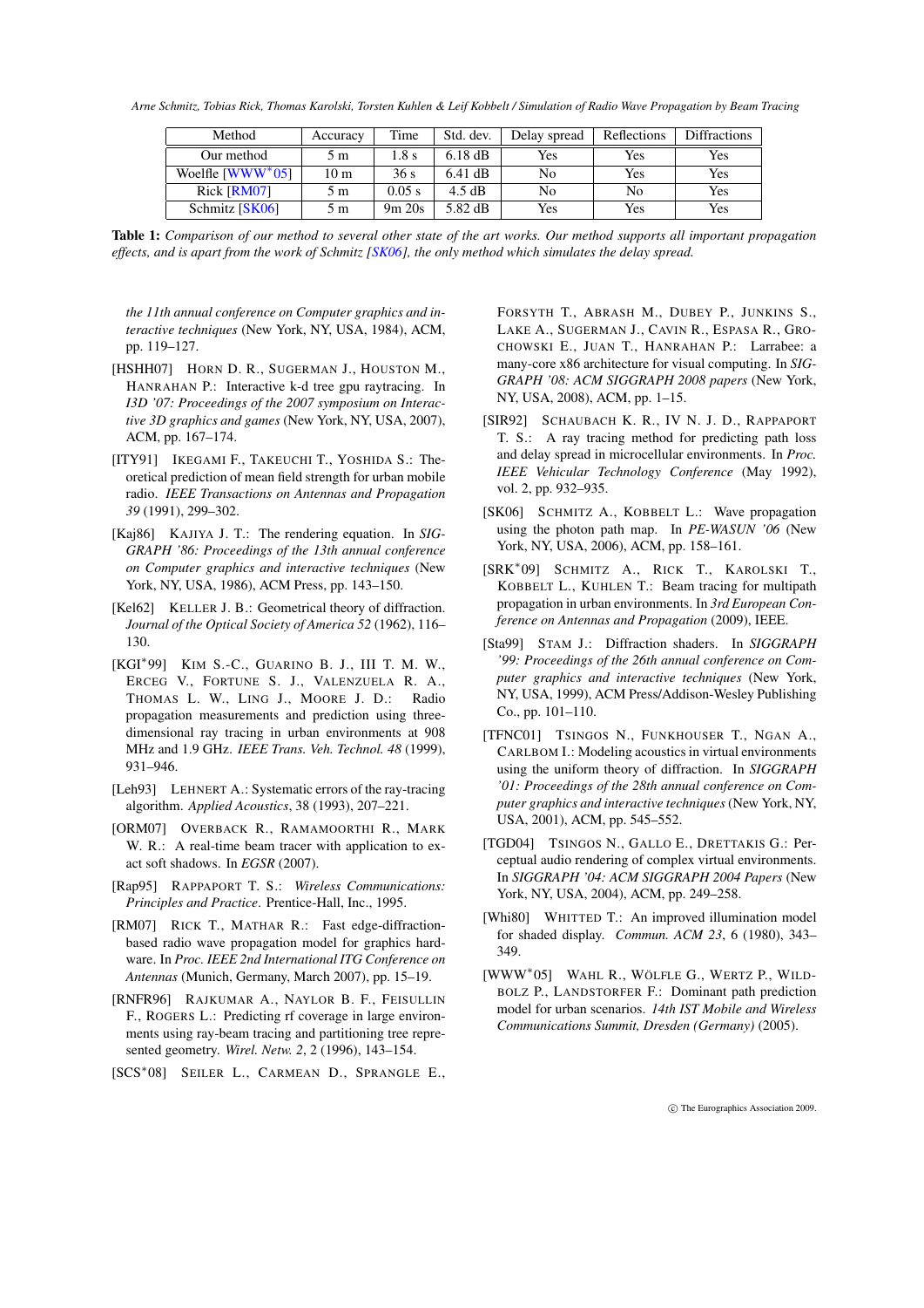| Method | Accuracy | Time | Std. dev. | Delay spread | Reflections | Diffractions |
|---|---|---|---|---|---|---|
| Our method | 5 m | 1.8 s | 6.18 dB | Yes | Yes | Yes |
| Woelfle [WWW*05] | 10 m | 36 s | 6.41 dB | No | Yes | Yes |
| Rick [RM07] | 5 m | 0.05 s | 4.5 dB | No | No | Yes |
| Schmitz [SK06] | 5 m | 9m 20s | 5.82 dB | Yes | Yes | Yes |

**Table 1:** *Comparison of our method to several other state of the art works. Our method supports all important propagation effects, and is apart from the work of Schmitz [SK06], the only method which simulates the delay spread.*

*the 11th annual conference on Computer graphics and interactive techniques* (New York, NY, USA, 1984), ACM, pp. 119–127.

[HSHH07] HORN D. R., SUGERMAN J., HOUSTON M., HANRAHAN P.: Interactive k-d tree gpu raytracing. In *I3D '07: Proceedings of the 2007 symposium on Interactive 3D graphics and games* (New York, NY, USA, 2007), ACM, pp. 167–174.

[ITY91] IKEGAMI F., TAKEUCHI T., YOSHIDA S.: Theoretical prediction of mean field strength for urban mobile radio. *IEEE Transactions on Antennas and Propagation 39* (1991), 299–302.

[Kaj86] KAJIYA J. T.: The rendering equation. In *SIGGRAPH '86: Proceedings of the 13th annual conference on Computer graphics and interactive techniques* (New York, NY, USA, 1986), ACM Press, pp. 143–150.

[Kel62] KELLER J. B.: Geometrical theory of diffraction. *Journal of the Optical Society of America 52* (1962), 116–130.

[KGI*99] KIM S.-C., GUARINO B. J., III T. M. W., ERCEG V., FORTUNE S. J., VALENZUELA R. A., THOMAS L. W., LING J., MOORE J. D.: Radio propagation measurements and prediction using three-dimensional ray tracing in urban environments at 908 MHz and 1.9 GHz. *IEEE Trans. Veh. Technol. 48* (1999), 931–946.

[Leh93] LEHNERT A.: Systematic errors of the ray-tracing algorithm. *Applied Acoustics*, 38 (1993), 207–221.

[ORM07] OVERBACK R., RAMAMOORTHI R., MARK W. R.: A real-time beam tracer with application to exact soft shadows. In *EGSR* (2007).

[Rap95] RAPPAPORT T. S.: *Wireless Communications: Principles and Practice*. Prentice-Hall, Inc., 1995.

[RM07] RICK T., MATHAR R.: Fast edge-diffraction-based radio wave propagation model for graphics hardware. In *Proc. IEEE 2nd International ITG Conference on Antennas* (Munich, Germany, March 2007), pp. 15–19.

[RNFR96] RAJKUMAR A., NAYLOR B. F., FEISULLIN F., ROGERS L.: Predicting rf coverage in large environments using ray-beam tracing and partitioning tree represented geometry. *Wirel. Netw. 2*, 2 (1996), 143–154.

[SCS*08] SEILER L., CARMEAN D., SPRANGLE E., FORSYTH T., ABRASH M., DUBEY P., JUNKINS S., LAKE A., SUGERMAN J., CAVIN R., ESPASA R., GROCHOWSKI E., JUAN T., HANRAHAN P.: Larrabee: a many-core x86 architecture for visual computing. In *SIGGRAPH '08: ACM SIGGRAPH 2008 papers* (New York, NY, USA, 2008), ACM, pp. 1–15.

[SIR92] SCHAUBACH K. R., IV N. J. D., RAPPAPORT T. S.: A ray tracing method for predicting path loss and delay spread in microcellular environments. In *Proc. IEEE Vehicular Technology Conference* (May 1992), vol. 2, pp. 932–935.

[SK06] SCHMITZ A., KOBBELT L.: Wave propagation using the photon path map. In *PE-WASUN '06* (New York, NY, USA, 2006), ACM, pp. 158–161.

[SRK*09] SCHMITZ A., RICK T., KAROLSKI T., KOBBELT L., KUHLEN T.: Beam tracing for multipath propagation in urban environments. In *3rd European Conference on Antennas and Propagation* (2009), IEEE.

[Sta99] STAM J.: Diffraction shaders. In *SIGGRAPH '99: Proceedings of the 26th annual conference on Computer graphics and interactive techniques* (New York, NY, USA, 1999), ACM Press/Addison-Wesley Publishing Co., pp. 101–110.

[TFNC01] TSINGOS N., FUNKHOUSER T., NGAN A., CARLBOM I.: Modeling acoustics in virtual environments using the uniform theory of diffraction. In *SIGGRAPH '01: Proceedings of the 28th annual conference on Computer graphics and interactive techniques* (New York, NY, USA, 2001), ACM, pp. 545–552.

[TGD04] TSINGOS N., GALLO E., DRETTAKIS G.: Perceptual audio rendering of complex virtual environments. In *SIGGRAPH '04: ACM SIGGRAPH 2004 Papers* (New York, NY, USA, 2004), ACM, pp. 249–258.

[Whi80] WHITTED T.: An improved illumination model for shaded display. *Commun. ACM 23*, 6 (1980), 343–349.

[WWW*05] WAHL R., WÖLFLE G., WERTZ P., WILDBOLZ P., LANDSTORFER F.: Dominant path prediction model for urban scenarios. *14th IST Mobile and Wireless Communications Summit, Dresden (Germany)* (2005).